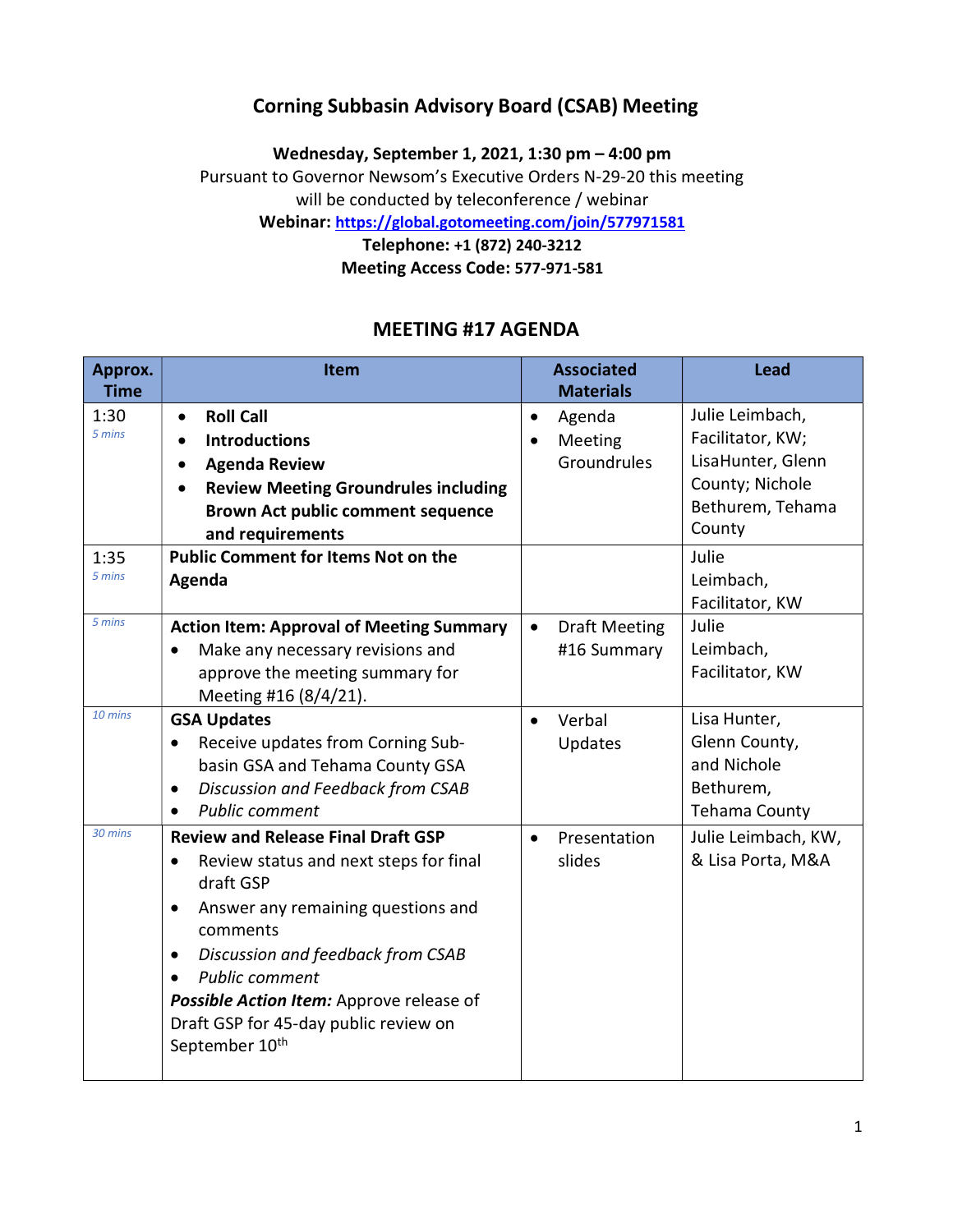# Corning Subbasin Advisory Board (CSAB) Meeting

**Wednesday, September 1, 2021, 1:30 pm – 4:00 pm**

Pursuant to Governor Newsom's Executive Orders N-29-20 this meeting will be conducted by teleconference / webinar

**Webinar:** https://global.gotomeeting.com/join/577971581

**Telephone: +1 (872) 240-3212**

**Meeting Access Code: 577-971-581**

## MEETING #17 AGENDA

| Approx. Time | Item | Associated Materials | Lead |
|---|---|---|---|
| 1:30 *5 mins* | • **Roll Call**<br>• **Introductions**<br>• **Agenda Review**<br>• **Review Meeting Groundrules including Brown Act public comment sequence and requirements** | • Agenda<br>• Meeting Groundrules | Julie Leimbach, Facilitator, KW; LisaHunter, Glenn County; Nichole Bethurem, Tehama County |
| 1:35 *5 mins* | **Public Comment for Items Not on the Agenda** | | Julie Leimbach, Facilitator, KW |
| *5 mins* | **Action Item: Approval of Meeting Summary**<br>• Make any necessary revisions and approve the meeting summary for Meeting #16 (8/4/21). | • Draft Meeting #16 Summary | Julie Leimbach, Facilitator, KW |
| *10 mins* | **GSA Updates**<br>• Receive updates from Corning Sub-basin GSA and Tehama County GSA<br>• *Discussion and Feedback from CSAB*<br>• *Public comment* | • Verbal Updates | Lisa Hunter, Glenn County, and Nichole Bethurem, Tehama County |
| *30 mins* | **Review and Release Final Draft GSP**<br>• Review status and next steps for final draft GSP<br>• Answer any remaining questions and comments<br>• *Discussion and feedback from CSAB*<br>• *Public comment*<br>***Possible Action Item:*** Approve release of Draft GSP for 45-day public review on September 10th | • Presentation slides | Julie Leimbach, KW, & Lisa Porta, M&A |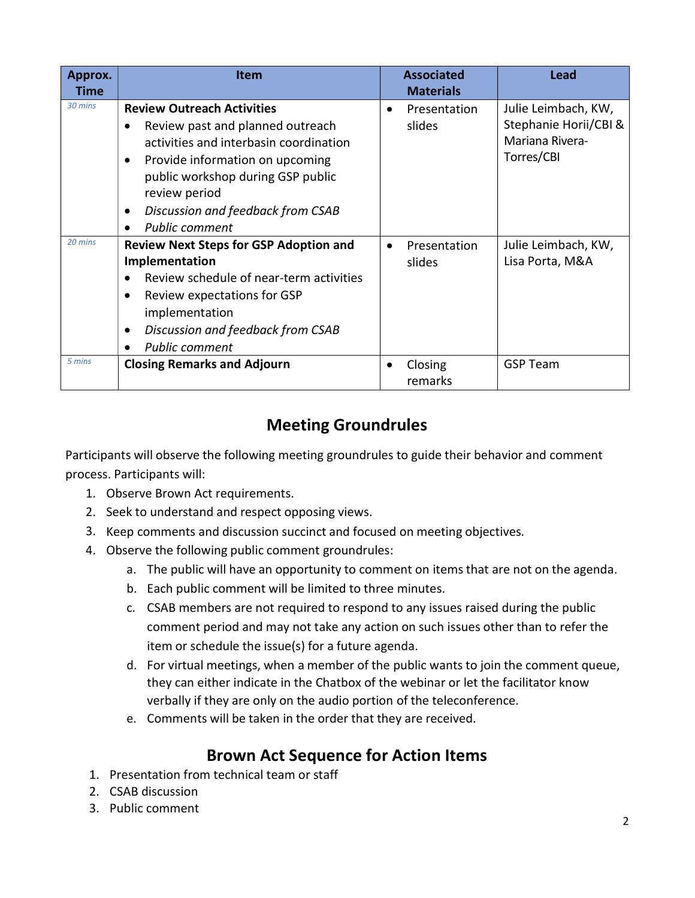| Approx. Time | Item | Associated Materials | Lead |
|---|---|---|---|
| *30 mins* | **Review Outreach Activities**<br>• Review past and planned outreach activities and interbasin coordination<br>• Provide information on upcoming public workshop during GSP public review period<br>• *Discussion and feedback from CSAB*<br>• *Public comment* | • Presentation slides | Julie Leimbach, KW, Stephanie Horii/CBI & Mariana Rivera-Torres/CBI |
| *20 mins* | **Review Next Steps for GSP Adoption and Implementation**<br>• Review schedule of near-term activities<br>• Review expectations for GSP implementation<br>• *Discussion and feedback from CSAB*<br>• *Public comment* | • Presentation slides | Julie Leimbach, KW, Lisa Porta, M&A |
| *5 mins* | **Closing Remarks and Adjourn** | • Closing remarks | GSP Team |

## Meeting Groundrules

Participants will observe the following meeting groundrules to guide their behavior and comment process. Participants will:

1. Observe Brown Act requirements.
2. Seek to understand and respect opposing views.
3. Keep comments and discussion succinct and focused on meeting objectives.
4. Observe the following public comment groundrules:
   a. The public will have an opportunity to comment on items that are not on the agenda.
   b. Each public comment will be limited to three minutes.
   c. CSAB members are not required to respond to any issues raised during the public comment period and may not take any action on such issues other than to refer the item or schedule the issue(s) for a future agenda.
   d. For virtual meetings, when a member of the public wants to join the comment queue, they can either indicate in the Chatbox of the webinar or let the facilitator know verbally if they are only on the audio portion of the teleconference.
   e. Comments will be taken in the order that they are received.

## Brown Act Sequence for Action Items

1. Presentation from technical team or staff
2. CSAB discussion
3. Public comment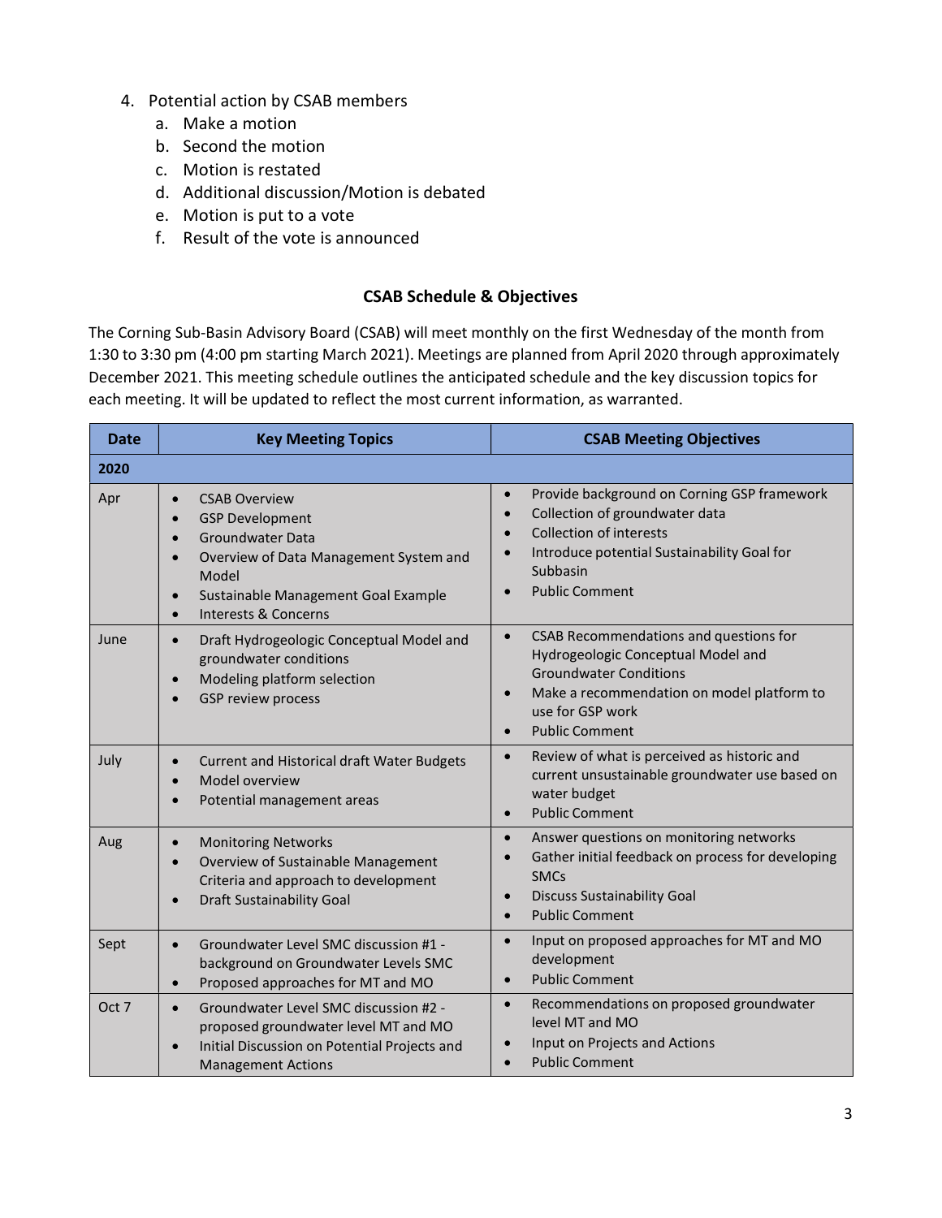4. Potential action by CSAB members
    a. Make a motion
    b. Second the motion
    c. Motion is restated
    d. Additional discussion/Motion is debated
    e. Motion is put to a vote
    f. Result of the vote is announced

## CSAB Schedule & Objectives

The Corning Sub-Basin Advisory Board (CSAB) will meet monthly on the first Wednesday of the month from 1:30 to 3:30 pm (4:00 pm starting March 2021). Meetings are planned from April 2020 through approximately December 2021. This meeting schedule outlines the anticipated schedule and the key discussion topics for each meeting. It will be updated to reflect the most current information, as warranted.

| Date | Key Meeting Topics | CSAB Meeting Objectives |
|---|---|---|
| **2020** | | |
| Apr | • CSAB Overview<br>• GSP Development<br>• Groundwater Data<br>• Overview of Data Management System and Model<br>• Sustainable Management Goal Example<br>• Interests & Concerns | • Provide background on Corning GSP framework<br>• Collection of groundwater data<br>• Collection of interests<br>• Introduce potential Sustainability Goal for Subbasin<br>• Public Comment |
| June | • Draft Hydrogeologic Conceptual Model and groundwater conditions<br>• Modeling platform selection<br>• GSP review process | • CSAB Recommendations and questions for Hydrogeologic Conceptual Model and Groundwater Conditions<br>• Make a recommendation on model platform to use for GSP work<br>• Public Comment |
| July | • Current and Historical draft Water Budgets<br>• Model overview<br>• Potential management areas | • Review of what is perceived as historic and current unsustainable groundwater use based on water budget<br>• Public Comment |
| Aug | • Monitoring Networks<br>• Overview of Sustainable Management Criteria and approach to development<br>• Draft Sustainability Goal | • Answer questions on monitoring networks<br>• Gather initial feedback on process for developing SMCs<br>• Discuss Sustainability Goal<br>• Public Comment |
| Sept | • Groundwater Level SMC discussion #1 - background on Groundwater Levels SMC<br>• Proposed approaches for MT and MO | • Input on proposed approaches for MT and MO development<br>• Public Comment |
| Oct 7 | • Groundwater Level SMC discussion #2 - proposed groundwater level MT and MO<br>• Initial Discussion on Potential Projects and Management Actions | • Recommendations on proposed groundwater level MT and MO<br>• Input on Projects and Actions<br>• Public Comment |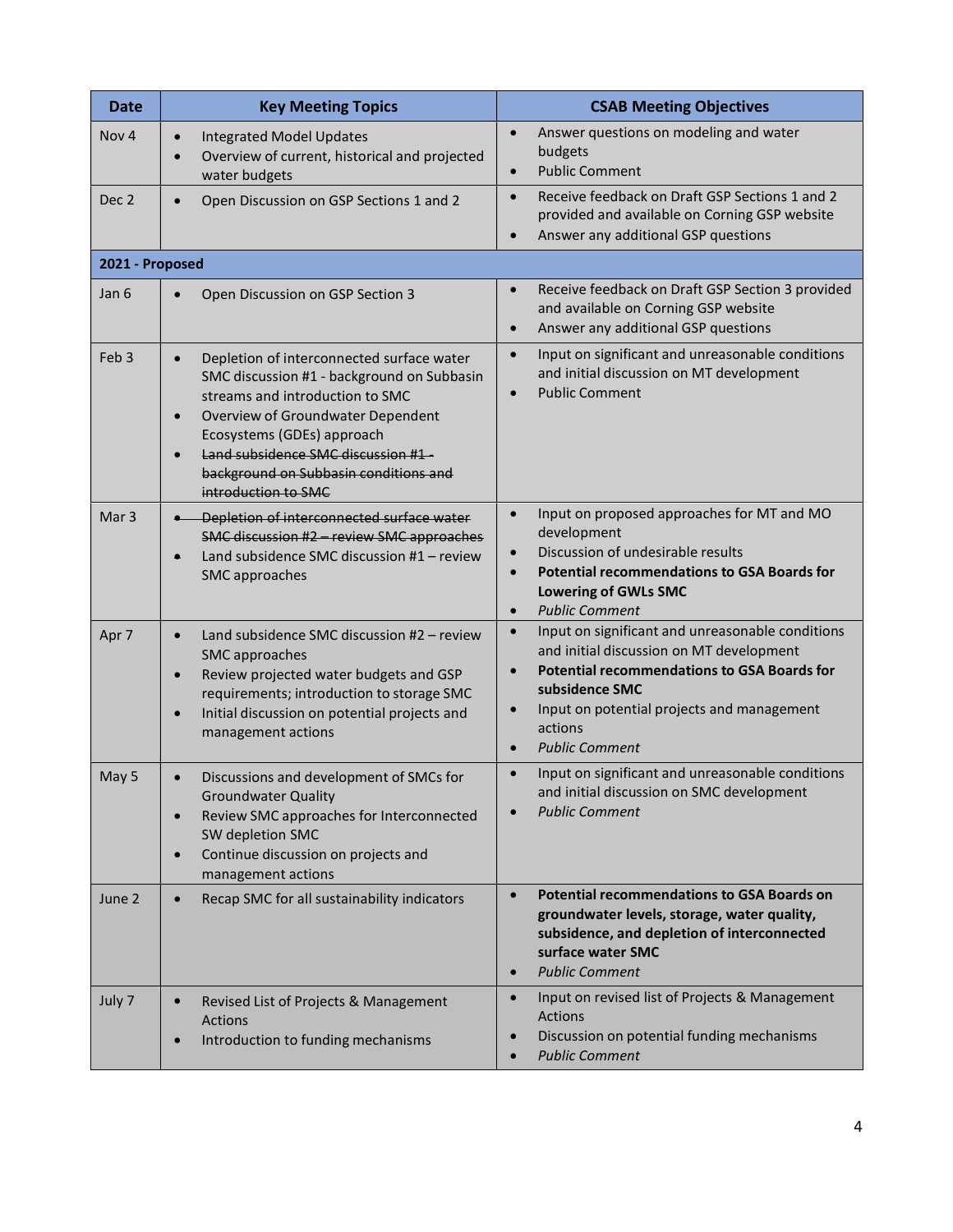| Date | Key Meeting Topics | CSAB Meeting Objectives |
|---|---|---|
| Nov 4 | • Integrated Model Updates<br>• Overview of current, historical and projected water budgets | • Answer questions on modeling and water budgets<br>• Public Comment |
| Dec 2 | • Open Discussion on GSP Sections 1 and 2 | • Receive feedback on Draft GSP Sections 1 and 2 provided and available on Corning GSP website<br>• Answer any additional GSP questions |
| **2021 - Proposed** | | |
| Jan 6 | • Open Discussion on GSP Section 3 | • Receive feedback on Draft GSP Section 3 provided and available on Corning GSP website<br>• Answer any additional GSP questions |
| Feb 3 | • Depletion of interconnected surface water SMC discussion #1 - background on Subbasin streams and introduction to SMC<br>• Overview of Groundwater Dependent Ecosystems (GDEs) approach<br>• ~~Land subsidence SMC discussion #1 - background on Subbasin conditions and introduction to SMC~~ | • Input on significant and unreasonable conditions and initial discussion on MT development<br>• Public Comment |
| Mar 3 | • ~~Depletion of interconnected surface water SMC discussion #2 – review SMC approaches~~<br>• Land subsidence SMC discussion #1 – review SMC approaches | • Input on proposed approaches for MT and MO development<br>• Discussion of undesirable results<br>• **Potential recommendations to GSA Boards for Lowering of GWLs SMC**<br>• *Public Comment* |
| Apr 7 | • Land subsidence SMC discussion #2 – review SMC approaches<br>• Review projected water budgets and GSP requirements; introduction to storage SMC<br>• Initial discussion on potential projects and management actions | • Input on significant and unreasonable conditions and initial discussion on MT development<br>• **Potential recommendations to GSA Boards for subsidence SMC**<br>• Input on potential projects and management actions<br>• *Public Comment* |
| May 5 | • Discussions and development of SMCs for Groundwater Quality<br>• Review SMC approaches for Interconnected SW depletion SMC<br>• Continue discussion on projects and management actions | • Input on significant and unreasonable conditions and initial discussion on SMC development<br>• *Public Comment* |
| June 2 | • Recap SMC for all sustainability indicators | • **Potential recommendations to GSA Boards on groundwater levels, storage, water quality, subsidence, and depletion of interconnected surface water SMC**<br>• *Public Comment* |
| July 7 | • Revised List of Projects & Management Actions<br>• Introduction to funding mechanisms | • Input on revised list of Projects & Management Actions<br>• Discussion on potential funding mechanisms<br>• *Public Comment* |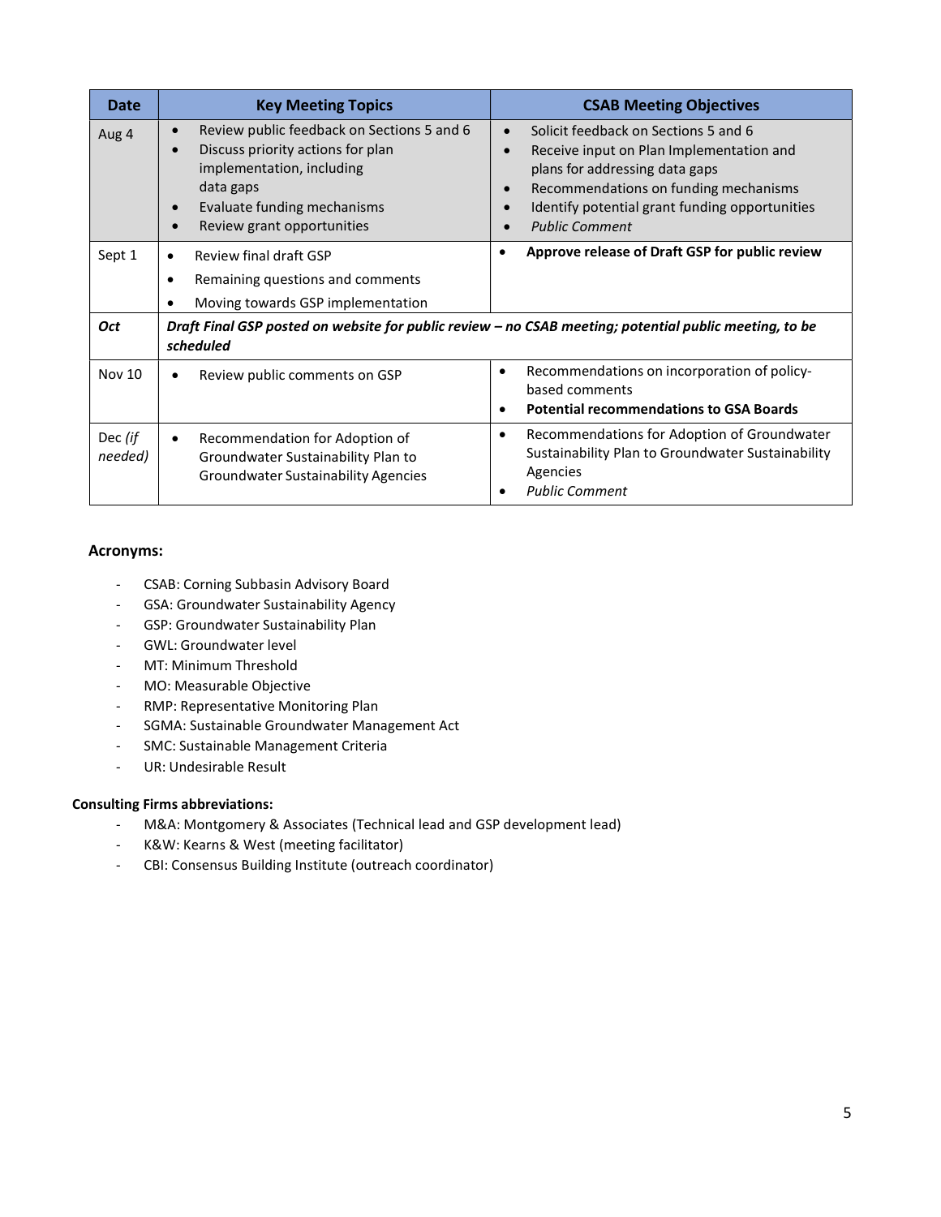| Date | Key Meeting Topics | CSAB Meeting Objectives |
|---|---|---|
| Aug 4 | • Review public feedback on Sections 5 and 6<br>• Discuss priority actions for plan implementation, including data gaps<br>• Evaluate funding mechanisms<br>• Review grant opportunities | • Solicit feedback on Sections 5 and 6<br>• Receive input on Plan Implementation and plans for addressing data gaps<br>• Recommendations on funding mechanisms<br>• Identify potential grant funding opportunities<br>• *Public Comment* |
| Sept 1 | • Review final draft GSP<br>• Remaining questions and comments<br>• Moving towards GSP implementation | • **Approve release of Draft GSP for public review** |
| ***Oct*** | ***Draft Final GSP posted on website for public review – no CSAB meeting; potential public meeting, to be scheduled*** | |
| Nov 10 | • Review public comments on GSP | • Recommendations on incorporation of policy-based comments<br>• **Potential recommendations to GSA Boards** |
| Dec *(if needed)* | • Recommendation for Adoption of Groundwater Sustainability Plan to Groundwater Sustainability Agencies | • Recommendations for Adoption of Groundwater Sustainability Plan to Groundwater Sustainability Agencies<br>• *Public Comment* |

**Acronyms:**

- CSAB: Corning Subbasin Advisory Board
- GSA: Groundwater Sustainability Agency
- GSP: Groundwater Sustainability Plan
- GWL: Groundwater level
- MT: Minimum Threshold
- MO: Measurable Objective
- RMP: Representative Monitoring Plan
- SGMA: Sustainable Groundwater Management Act
- SMC: Sustainable Management Criteria
- UR: Undesirable Result

**Consulting Firms abbreviations:**

- M&A: Montgomery & Associates (Technical lead and GSP development lead)
- K&W: Kearns & West (meeting facilitator)
- CBI: Consensus Building Institute (outreach coordinator)